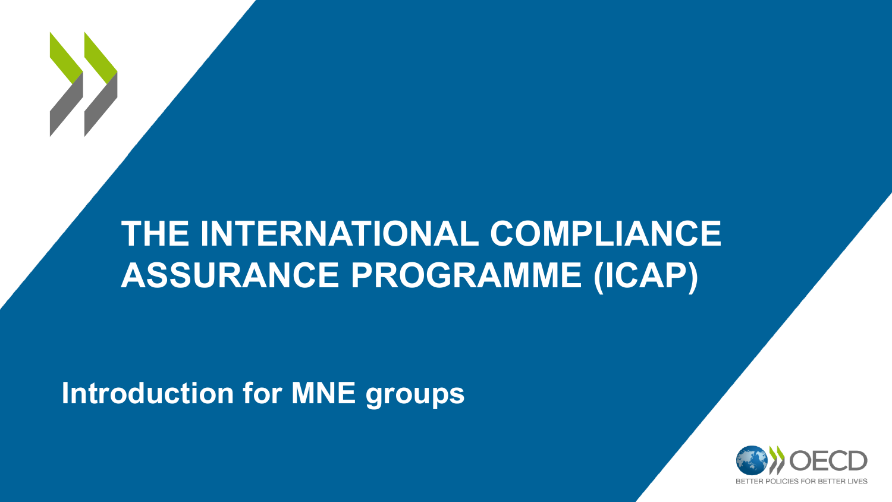# THE INTERNATIONAL COMPLIANCE ASSURANCE PROGRAMME (ICAP)

## Introduction for MNE groups

OECD

BETTER POLICIES FOR BETTER LIVES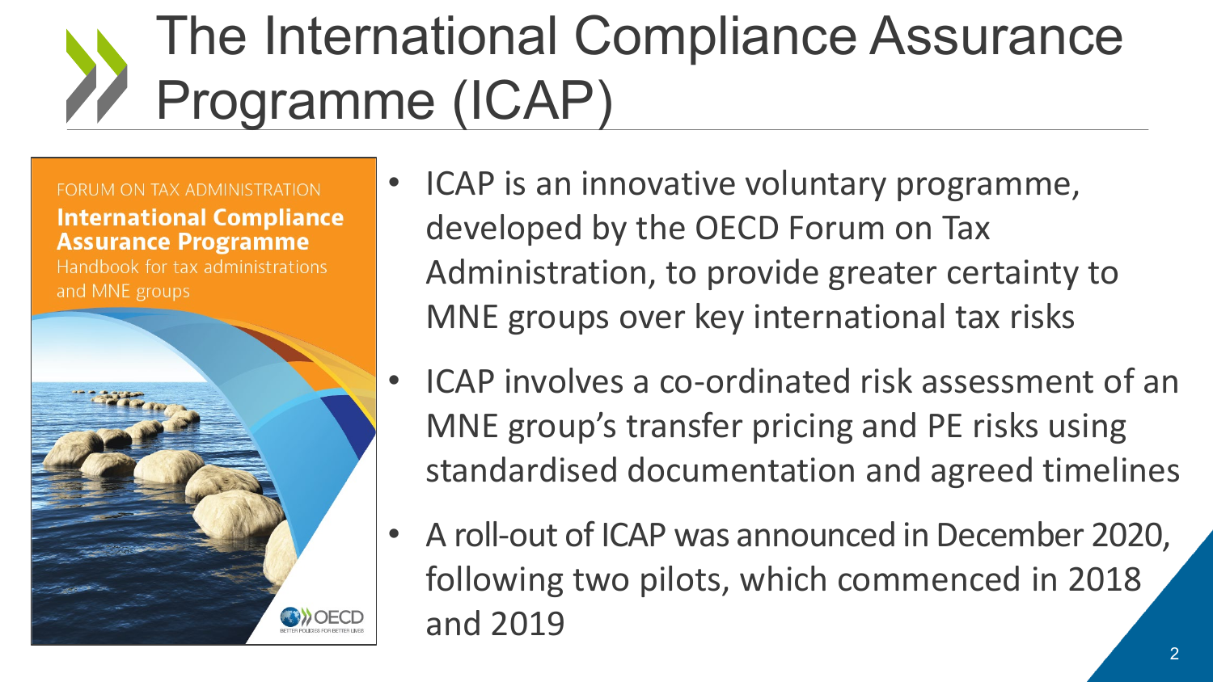# The International Compliance Assurance Programme (ICAP)

FORUM ON TAX ADMINISTRATION

**International Compliance Assurance Programme**

Handbook for tax administrations and MNE groups

OECD

- ICAP is an innovative voluntary programme, developed by the OECD Forum on Tax Administration, to provide greater certainty to MNE groups over key international tax risks
- ICAP involves a co-ordinated risk assessment of an MNE group's transfer pricing and PE risks using standardised documentation and agreed timelines
- A roll-out of ICAP was announced in December 2020, following two pilots, which commenced in 2018 and 2019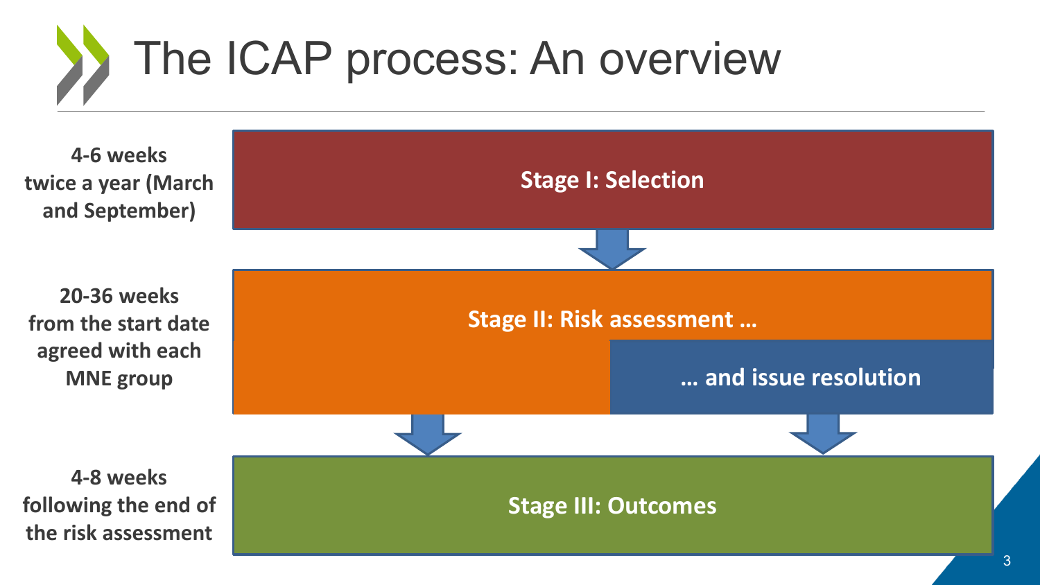# The ICAP process: An overview

| Timing | Stage |
| --- | --- |
| **4-6 weeks twice a year (March and September)** | **Stage I: Selection** |
| **20-36 weeks from the start date agreed with each MNE group** | **Stage II: Risk assessment … … and issue resolution** |
| **4-8 weeks following the end of the risk assessment** | **Stage III: Outcomes** |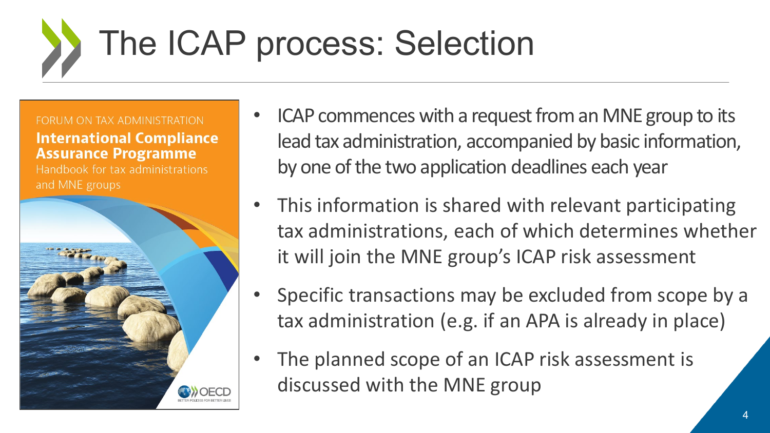# The ICAP process: Selection

FORUM ON TAX ADMINISTRATION

**International Compliance Assurance Programme**

Handbook for tax administrations and MNE groups

- ICAP commences with a request from an MNE group to its lead tax administration, accompanied by basic information, by one of the two application deadlines each year
- This information is shared with relevant participating tax administrations, each of which determines whether it will join the MNE group's ICAP risk assessment
- Specific transactions may be excluded from scope by a tax administration (e.g. if an APA is already in place)
- The planned scope of an ICAP risk assessment is discussed with the MNE group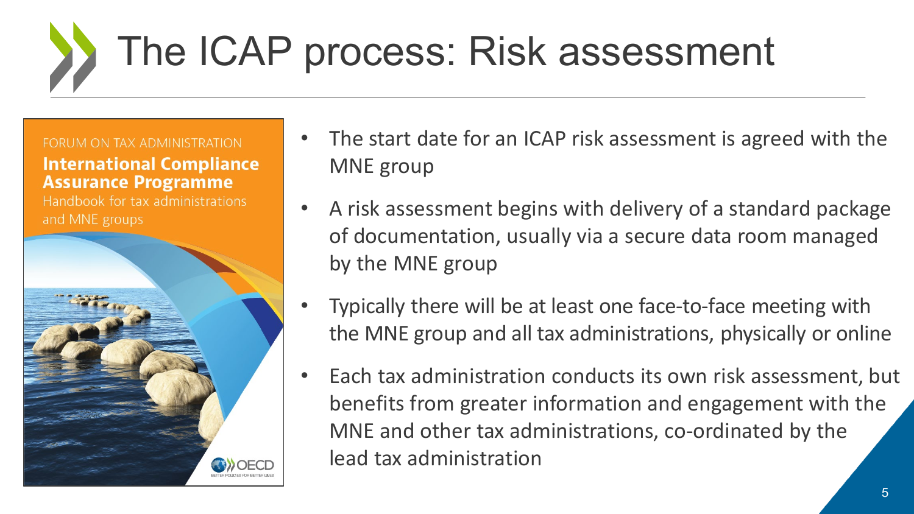# The ICAP process: Risk assessment

FORUM ON TAX ADMINISTRATION
**International Compliance Assurance Programme**
Handbook for tax administrations and MNE groups

- The start date for an ICAP risk assessment is agreed with the MNE group
- A risk assessment begins with delivery of a standard package of documentation, usually via a secure data room managed by the MNE group
- Typically there will be at least one face-to-face meeting with the MNE group and all tax administrations, physically or online
- Each tax administration conducts its own risk assessment, but benefits from greater information and engagement with the MNE and other tax administrations, co-ordinated by the lead tax administration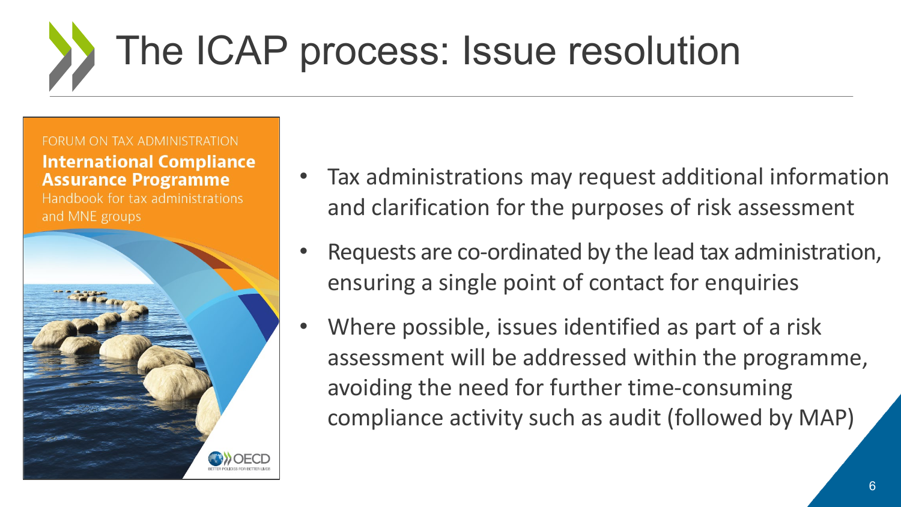# The ICAP process: Issue resolution

FORUM ON TAX ADMINISTRATION

**International Compliance Assurance Programme**

Handbook for tax administrations and MNE groups

- Tax administrations may request additional information and clarification for the purposes of risk assessment
- Requests are co-ordinated by the lead tax administration, ensuring a single point of contact for enquiries
- Where possible, issues identified as part of a risk assessment will be addressed within the programme, avoiding the need for further time-consuming compliance activity such as audit (followed by MAP)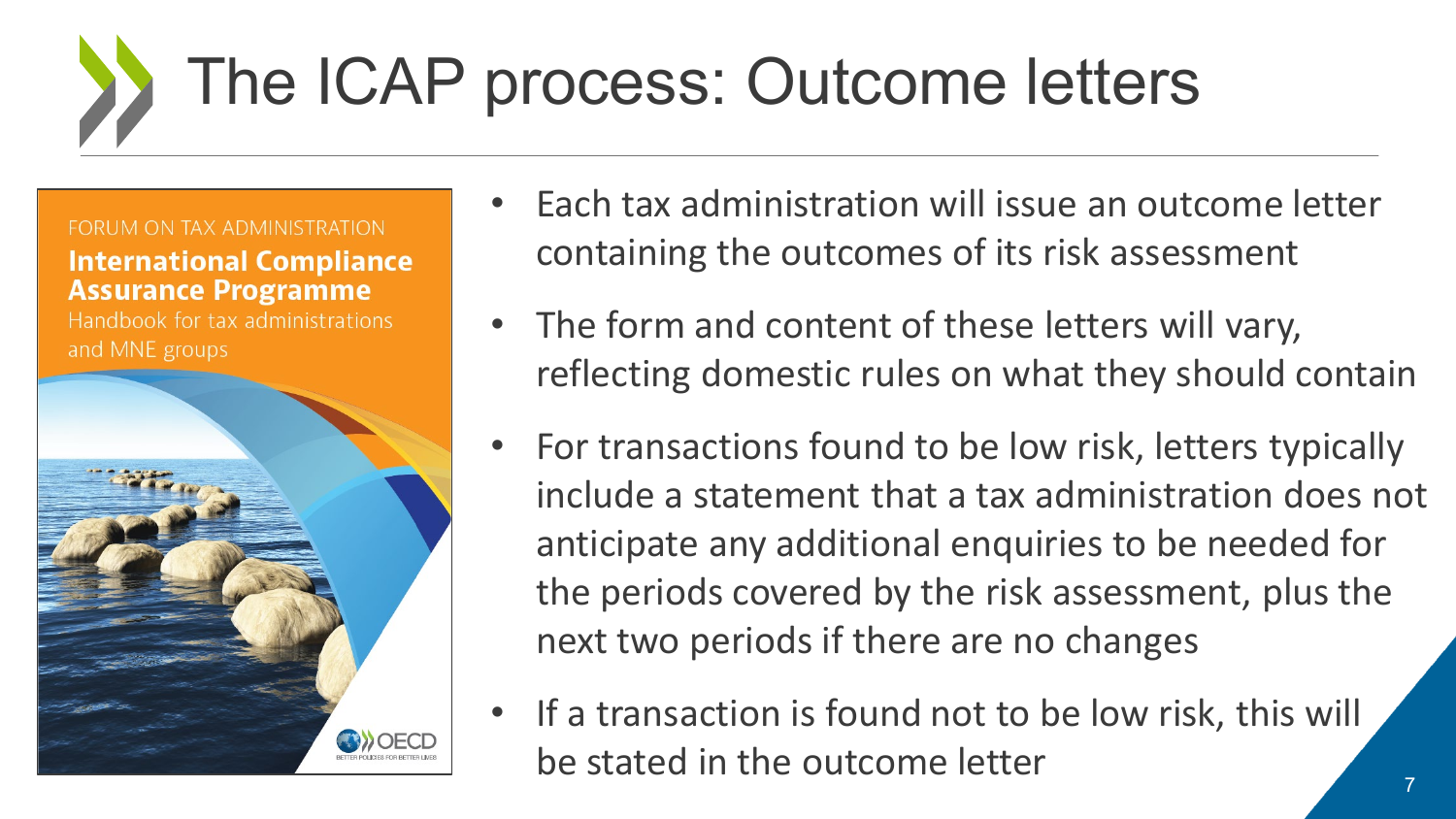# The ICAP process: Outcome letters

FORUM ON TAX ADMINISTRATION

**International Compliance Assurance Programme**

Handbook for tax administrations and MNE groups

- Each tax administration will issue an outcome letter containing the outcomes of its risk assessment
- The form and content of these letters will vary, reflecting domestic rules on what they should contain
- For transactions found to be low risk, letters typically include a statement that a tax administration does not anticipate any additional enquiries to be needed for the periods covered by the risk assessment, plus the next two periods if there are no changes
- If a transaction is found not to be low risk, this will be stated in the outcome letter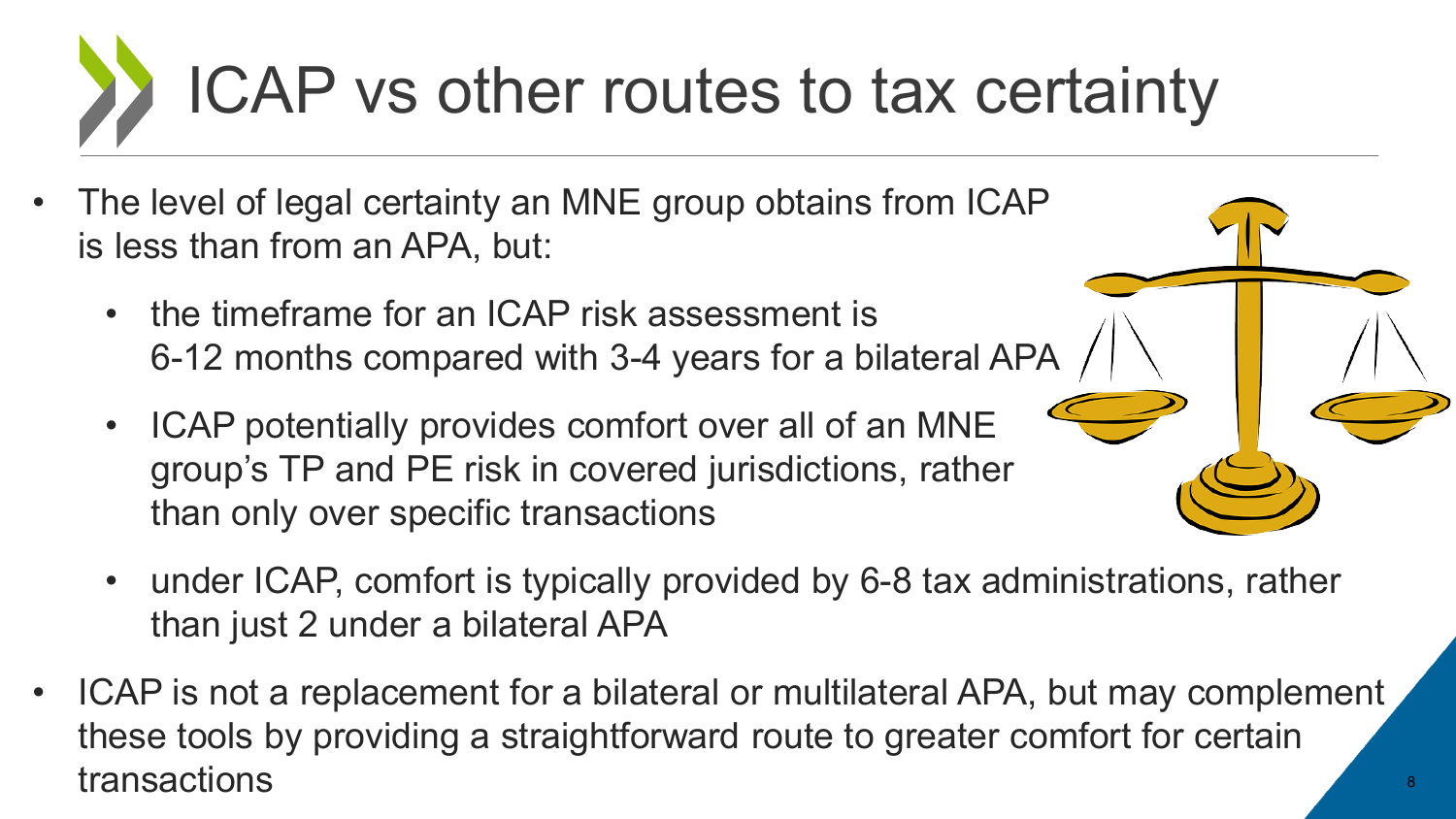# ICAP vs other routes to tax certainty

- The level of legal certainty an MNE group obtains from ICAP is less than from an APA, but:
  - the timeframe for an ICAP risk assessment is 6-12 months compared with 3-4 years for a bilateral APA
  - ICAP potentially provides comfort over all of an MNE group's TP and PE risk in covered jurisdictions, rather than only over specific transactions
  - under ICAP, comfort is typically provided by 6-8 tax administrations, rather than just 2 under a bilateral APA
- ICAP is not a replacement for a bilateral or multilateral APA, but may complement these tools by providing a straightforward route to greater comfort for certain transactions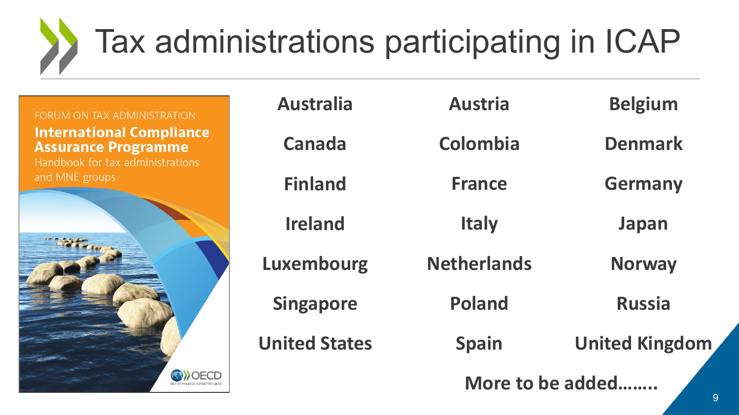# Tax administrations participating in ICAP

FORUM ON TAX ADMINISTRATION

**International Compliance Assurance Programme**

Handbook for tax administrations and MNE groups

| | | |
|---|---|---|
| **Australia** | **Austria** | **Belgium** |
| **Canada** | **Colombia** | **Denmark** |
| **Finland** | **France** | **Germany** |
| **Ireland** | **Italy** | **Japan** |
| **Luxembourg** | **Netherlands** | **Norway** |
| **Singapore** | **Poland** | **Russia** |
| **United States** | **Spain** | **United Kingdom** |

**More to be added……..**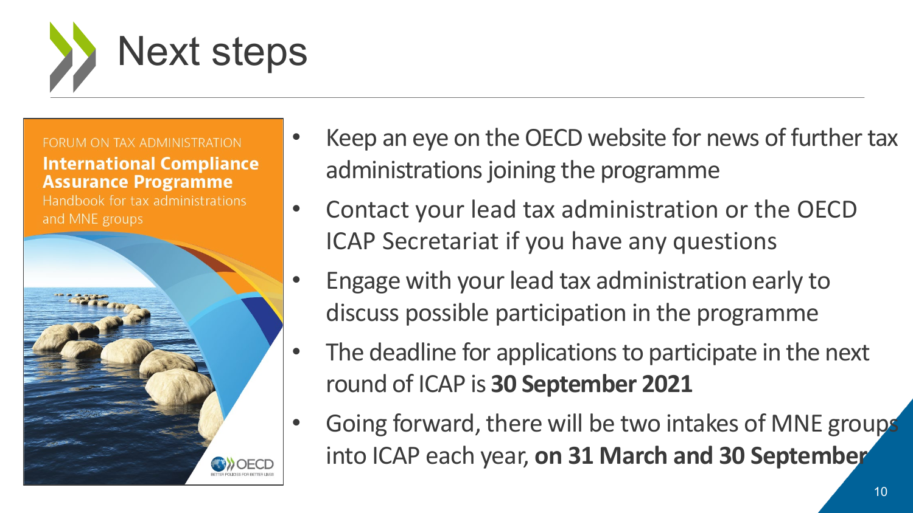# Next steps

FORUM ON TAX ADMINISTRATION

**International Compliance Assurance Programme**

Handbook for tax administrations and MNE groups

- Keep an eye on the OECD website for news of further tax administrations joining the programme
- Contact your lead tax administration or the OECD ICAP Secretariat if you have any questions
- Engage with your lead tax administration early to discuss possible participation in the programme
- The deadline for applications to participate in the next round of ICAP is **30 September 2021**
- Going forward, there will be two intakes of MNE groups into ICAP each year, **on 31 March and 30 September**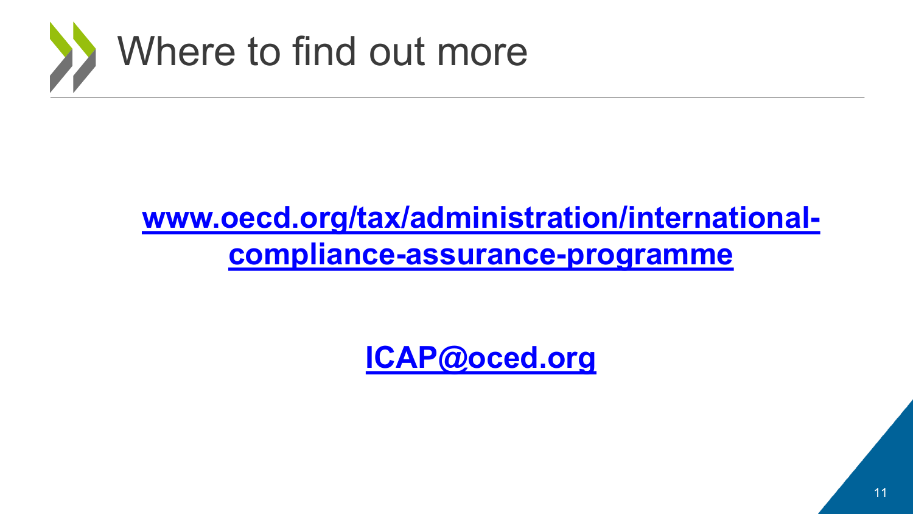# Where to find out more

**[www.oecd.org/tax/administration/international-compliance-assurance-programme](http://www.oecd.org/tax/administration/international-compliance-assurance-programme)**

**ICAP@oced.org**